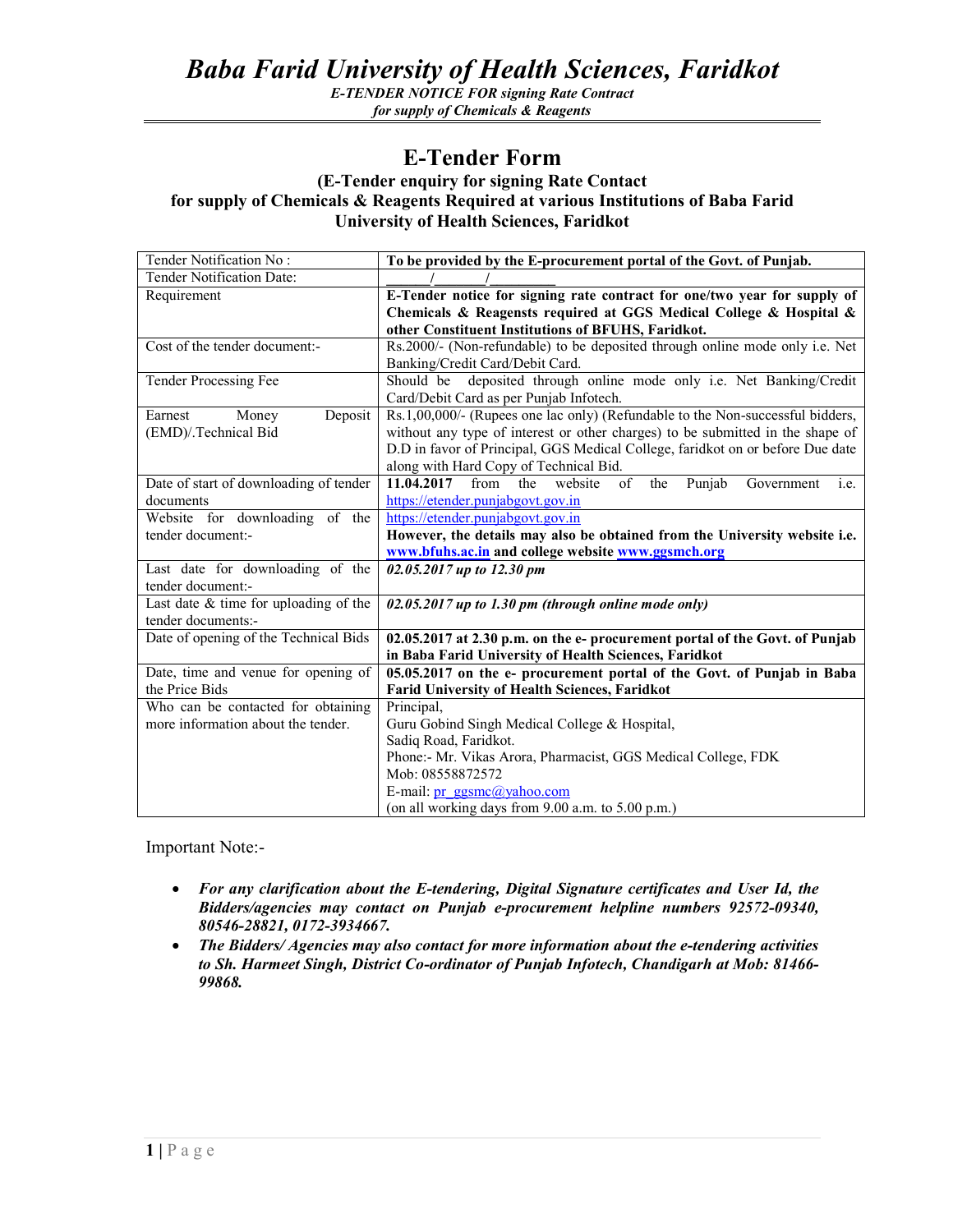# Baba Farid University of Health Sciences, Faridkot

*E-TENDER NOTICE FOR signing Rate Contract*
*for supply of Chemicals & Reagents*

## E-Tender Form

### (E-Tender enquiry for signing Rate Contact for supply of Chemicals & Reagents Required at various Institutions of Baba Farid University of Health Sciences, Faridkot

| Tender Notification No : | **To be provided by the E-procurement portal of the Govt. of Punjab.** |
|---|---|
| Tender Notification Date: | ______/______/_________ |
| Requirement | **E-Tender notice for signing rate contract for one/two year for supply of Chemicals & Reagensts required at GGS Medical College & Hospital & other Constituent Institutions of BFUHS, Faridkot.** |
| Cost of the tender document:- | Rs.2000/- (Non-refundable) to be deposited through online mode only i.e. Net Banking/Credit Card/Debit Card. |
| Tender Processing Fee | Should be deposited through online mode only i.e. Net Banking/Credit Card/Debit Card as per Punjab Infotech. |
| Earnest Money Deposit (EMD)/.Technical Bid | Rs.1,00,000/- (Rupees one lac only) (Refundable to the Non-successful bidders, without any type of interest or other charges) to be submitted in the shape of D.D in favor of Principal, GGS Medical College, faridkot on or before Due date along with Hard Copy of Technical Bid. |
| Date of start of downloading of tender documents | **11.04.2017** from the website of the Punjab Government i.e. https://etender.punjabgovt.gov.in |
| Website for downloading of the tender document:- | https://etender.punjabgovt.gov.in **However, the details may also be obtained from the University website i.e. www.bfuhs.ac.in and college website www.ggsmch.org** |
| Last date for downloading of the tender document:- | ***02.05.2017 up to 12.30 pm*** |
| Last date & time for uploading of the tender documents:- | ***02.05.2017 up to 1.30 pm (through online mode only)*** |
| Date of opening of the Technical Bids | **02.05.2017 at 2.30 p.m. on the e- procurement portal of the Govt. of Punjab in Baba Farid University of Health Sciences, Faridkot** |
| Date, time and venue for opening of the Price Bids | **05.05.2017 on the e- procurement portal of the Govt. of Punjab in Baba Farid University of Health Sciences, Faridkot** |
| Who can be contacted for obtaining more information about the tender. | Principal, Guru Gobind Singh Medical College & Hospital, Sadiq Road, Faridkot. Phone:- Mr. Vikas Arora, Pharmacist, GGS Medical College, FDK Mob: 08558872572 E-mail: pr_ggsmc@yahoo.com (on all working days from 9.00 a.m. to 5.00 p.m.) |

Important Note:-

- ***For any clarification about the E-tendering, Digital Signature certificates and User Id, the Bidders/agencies may contact on Punjab e-procurement helpline numbers 92572-09340, 80546-28821, 0172-3934667.***
- ***The Bidders/ Agencies may also contact for more information about the e-tendering activities to Sh. Harmeet Singh, District Co-ordinator of Punjab Infotech, Chandigarh at Mob: 81466-99868.***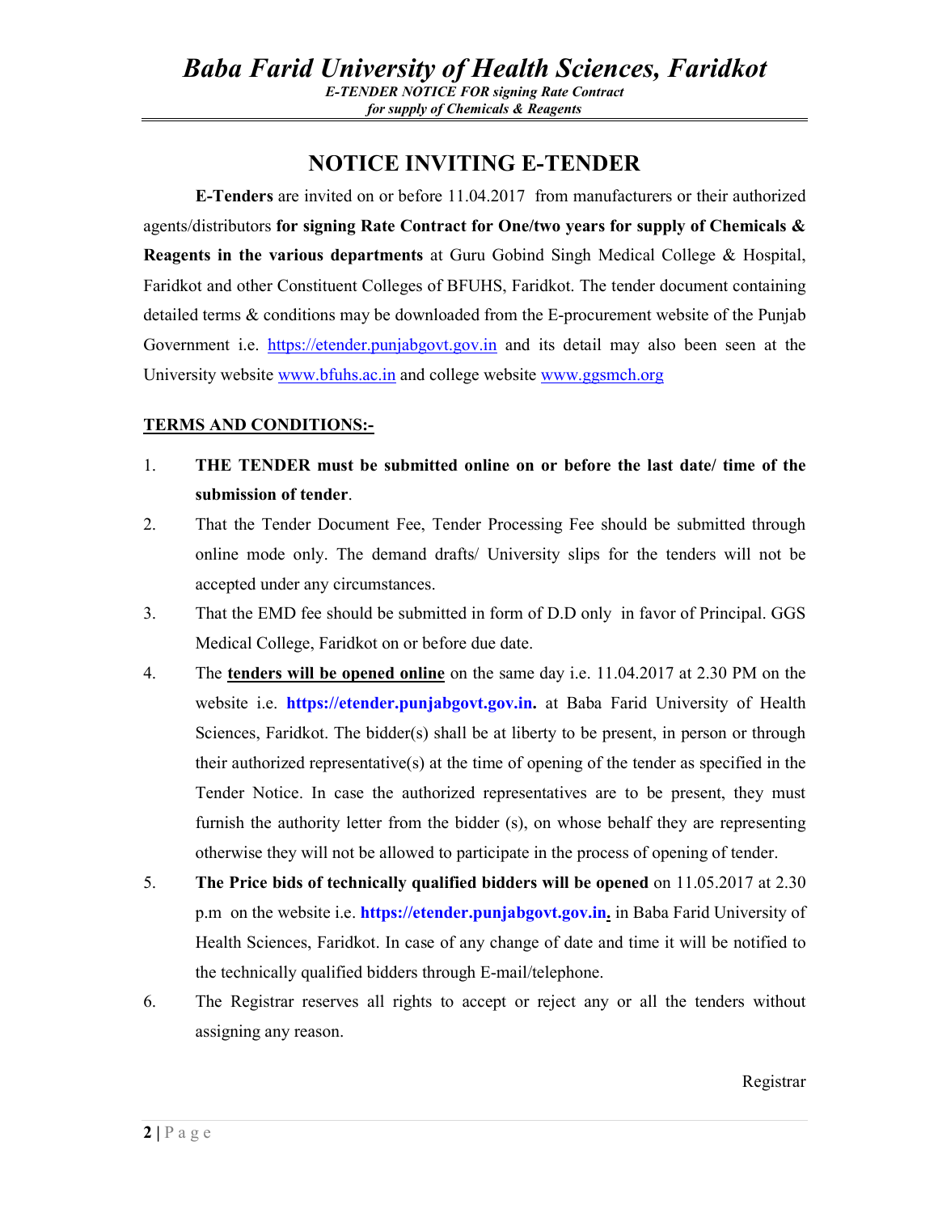# NOTICE INVITING E-TENDER

**E-Tenders** are invited on or before 11.04.2017 from manufacturers or their authorized agents/distributors **for signing Rate Contract for One/two years for supply of Chemicals & Reagents in the various departments** at Guru Gobind Singh Medical College & Hospital, Faridkot and other Constituent Colleges of BFUHS, Faridkot. The tender document containing detailed terms & conditions may be downloaded from the E-procurement website of the Punjab Government i.e. https://etender.punjabgovt.gov.in and its detail may also been seen at the University website www.bfuhs.ac.in and college website www.ggsmch.org

**TERMS AND CONDITIONS:-**

1. **THE TENDER must be submitted online on or before the last date/ time of the submission of tender**.
2. That the Tender Document Fee, Tender Processing Fee should be submitted through online mode only. The demand drafts/ University slips for the tenders will not be accepted under any circumstances.
3. That the EMD fee should be submitted in form of D.D only in favor of Principal. GGS Medical College, Faridkot on or before due date.
4. The **tenders will be opened online** on the same day i.e. 11.04.2017 at 2.30 PM on the website i.e. **https://etender.punjabgovt.gov.in.** at Baba Farid University of Health Sciences, Faridkot. The bidder(s) shall be at liberty to be present, in person or through their authorized representative(s) at the time of opening of the tender as specified in the Tender Notice. In case the authorized representatives are to be present, they must furnish the authority letter from the bidder (s), on whose behalf they are representing otherwise they will not be allowed to participate in the process of opening of tender.
5. **The Price bids of technically qualified bidders will be opened** on 11.05.2017 at 2.30 p.m on the website i.e. **https://etender.punjabgovt.gov.in.** in Baba Farid University of Health Sciences, Faridkot. In case of any change of date and time it will be notified to the technically qualified bidders through E-mail/telephone.
6. The Registrar reserves all rights to accept or reject any or all the tenders without assigning any reason.

Registrar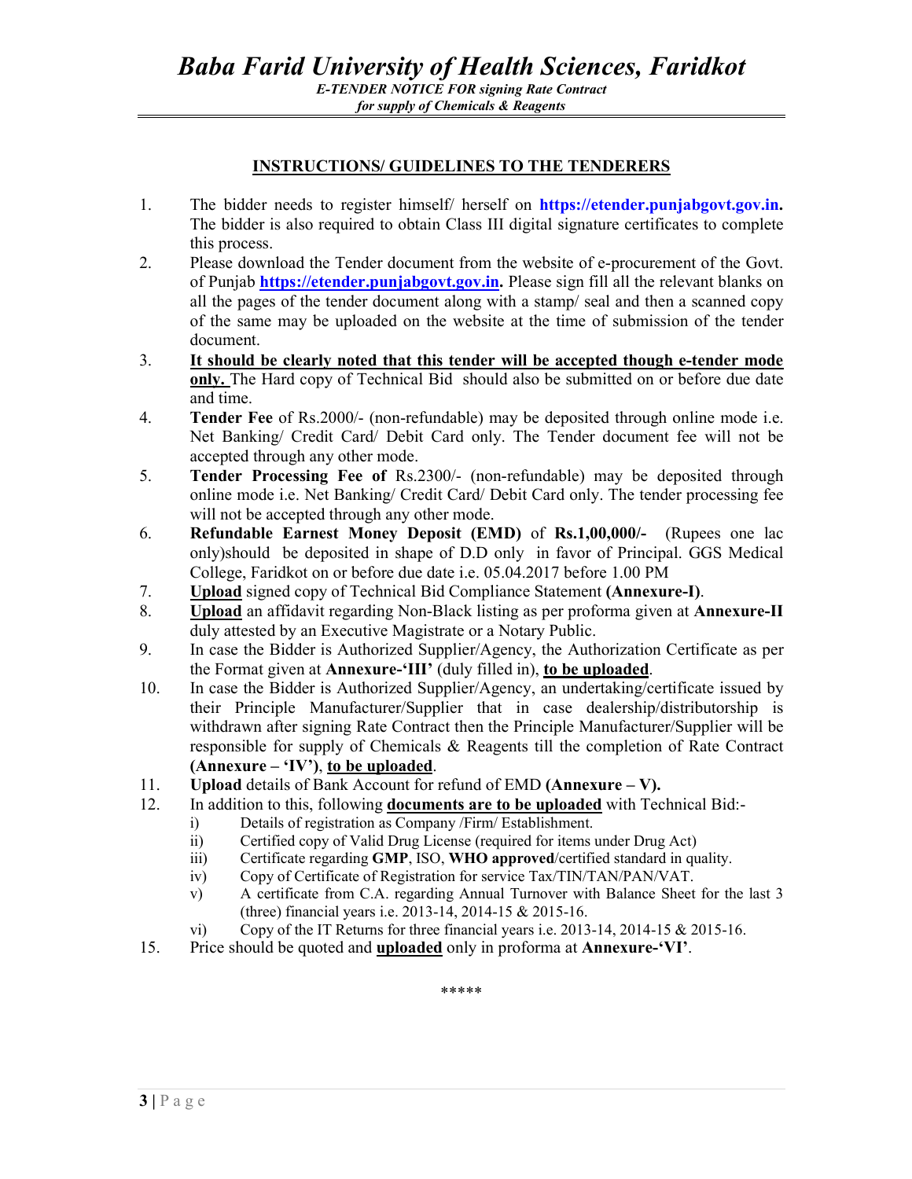## INSTRUCTIONS/ GUIDELINES TO THE TENDERERS

1. The bidder needs to register himself/ herself on **https://etender.punjabgovt.gov.in.** The bidder is also required to obtain Class III digital signature certificates to complete this process.
2. Please download the Tender document from the website of e-procurement of the Govt. of Punjab **https://etender.punjabgovt.gov.in.** Please sign fill all the relevant blanks on all the pages of the tender document along with a stamp/ seal and then a scanned copy of the same may be uploaded on the website at the time of submission of the tender document.
3. **It should be clearly noted that this tender will be accepted though e-tender mode only.** The Hard copy of Technical Bid should also be submitted on or before due date and time.
4. **Tender Fee** of Rs.2000/- (non-refundable) may be deposited through online mode i.e. Net Banking/ Credit Card/ Debit Card only. The Tender document fee will not be accepted through any other mode.
5. **Tender Processing Fee of** Rs.2300/- (non-refundable) may be deposited through online mode i.e. Net Banking/ Credit Card/ Debit Card only. The tender processing fee will not be accepted through any other mode.
6. **Refundable Earnest Money Deposit (EMD)** of **Rs.1,00,000/-** (Rupees one lac only)should be deposited in shape of D.D only in favor of Principal. GGS Medical College, Faridkot on or before due date i.e. 05.04.2017 before 1.00 PM
7. **Upload** signed copy of Technical Bid Compliance Statement **(Annexure-I)**.
8. **Upload** an affidavit regarding Non-Black listing as per proforma given at **Annexure-II** duly attested by an Executive Magistrate or a Notary Public.
9. In case the Bidder is Authorized Supplier/Agency, the Authorization Certificate as per the Format given at **Annexure-'III'** (duly filled in), **to be uploaded**.
10. In case the Bidder is Authorized Supplier/Agency, an undertaking/certificate issued by their Principle Manufacturer/Supplier that in case dealership/distributorship is withdrawn after signing Rate Contract then the Principle Manufacturer/Supplier will be responsible for supply of Chemicals & Reagents till the completion of Rate Contract **(Annexure – 'IV')**, **to be uploaded**.
11. **Upload** details of Bank Account for refund of EMD **(Annexure – V).**
12. In addition to this, following **documents are to be uploaded** with Technical Bid:-
    i) Details of registration as Company /Firm/ Establishment.
    ii) Certified copy of Valid Drug License (required for items under Drug Act)
    iii) Certificate regarding **GMP**, ISO, **WHO approved**/certified standard in quality.
    iv) Copy of Certificate of Registration for service Tax/TIN/TAN/PAN/VAT.
    v) A certificate from C.A. regarding Annual Turnover with Balance Sheet for the last 3 (three) financial years i.e. 2013-14, 2014-15 & 2015-16.
    vi) Copy of the IT Returns for three financial years i.e. 2013-14, 2014-15 & 2015-16.

15. Price should be quoted and **uploaded** only in proforma at **Annexure-'VI'**.

*****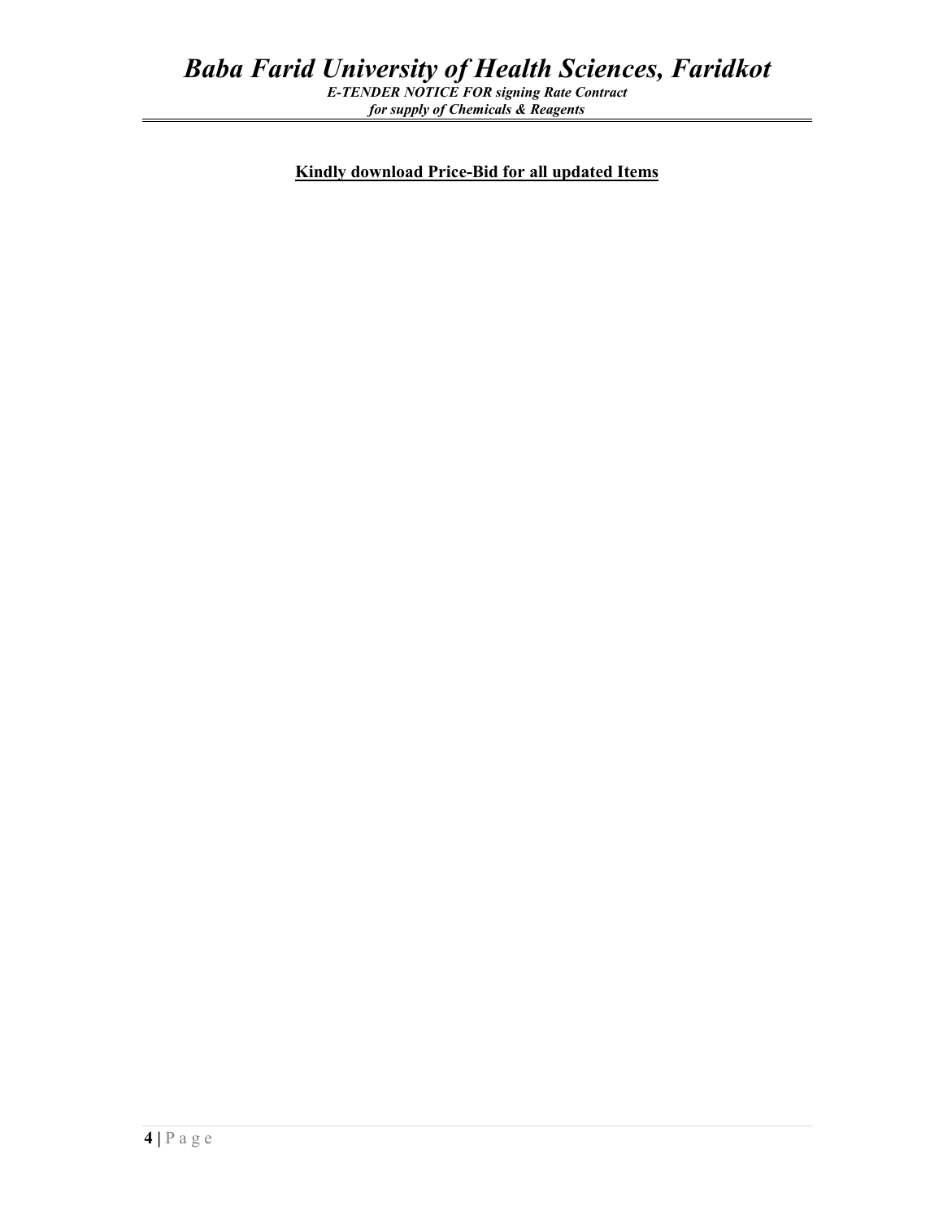**Kindly download Price-Bid for all updated Items**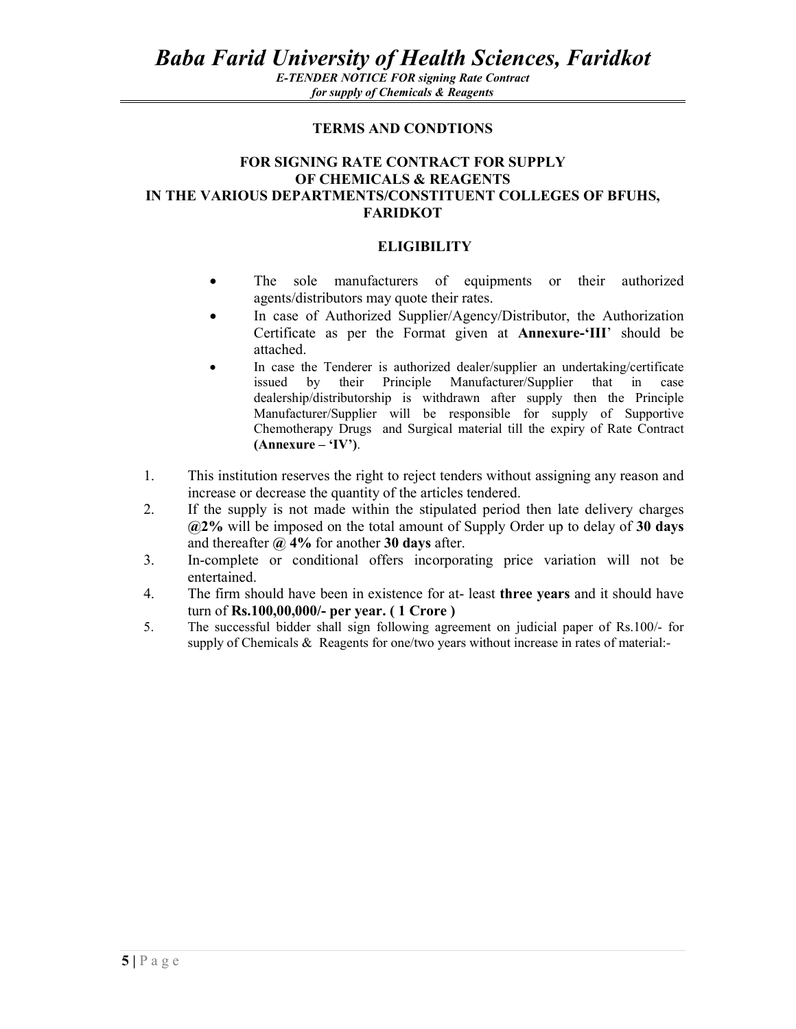### TERMS AND CONDTIONS

### FOR SIGNING RATE CONTRACT FOR SUPPLY OF CHEMICALS & REAGENTS IN THE VARIOUS DEPARTMENTS/CONSTITUENT COLLEGES OF BFUHS, FARIDKOT

### ELIGIBILITY

- The sole manufacturers of equipments or their authorized agents/distributors may quote their rates.
- In case of Authorized Supplier/Agency/Distributor, the Authorization Certificate as per the Format given at **Annexure-'III**' should be attached.
- In case the Tenderer is authorized dealer/supplier an undertaking/certificate issued by their Principle Manufacturer/Supplier that in case dealership/distributorship is withdrawn after supply then the Principle Manufacturer/Supplier will be responsible for supply of Supportive Chemotherapy Drugs and Surgical material till the expiry of Rate Contract **(Annexure – 'IV')**.

1. This institution reserves the right to reject tenders without assigning any reason and increase or decrease the quantity of the articles tendered.
2. If the supply is not made within the stipulated period then late delivery charges **@2%** will be imposed on the total amount of Supply Order up to delay of **30 days** and thereafter **@ 4%** for another **30 days** after.
3. In-complete or conditional offers incorporating price variation will not be entertained.
4. The firm should have been in existence for at- least **three years** and it should have turn of **Rs.100,00,000/- per year. ( 1 Crore )**
5. The successful bidder shall sign following agreement on judicial paper of Rs.100/- for supply of Chemicals & Reagents for one/two years without increase in rates of material:-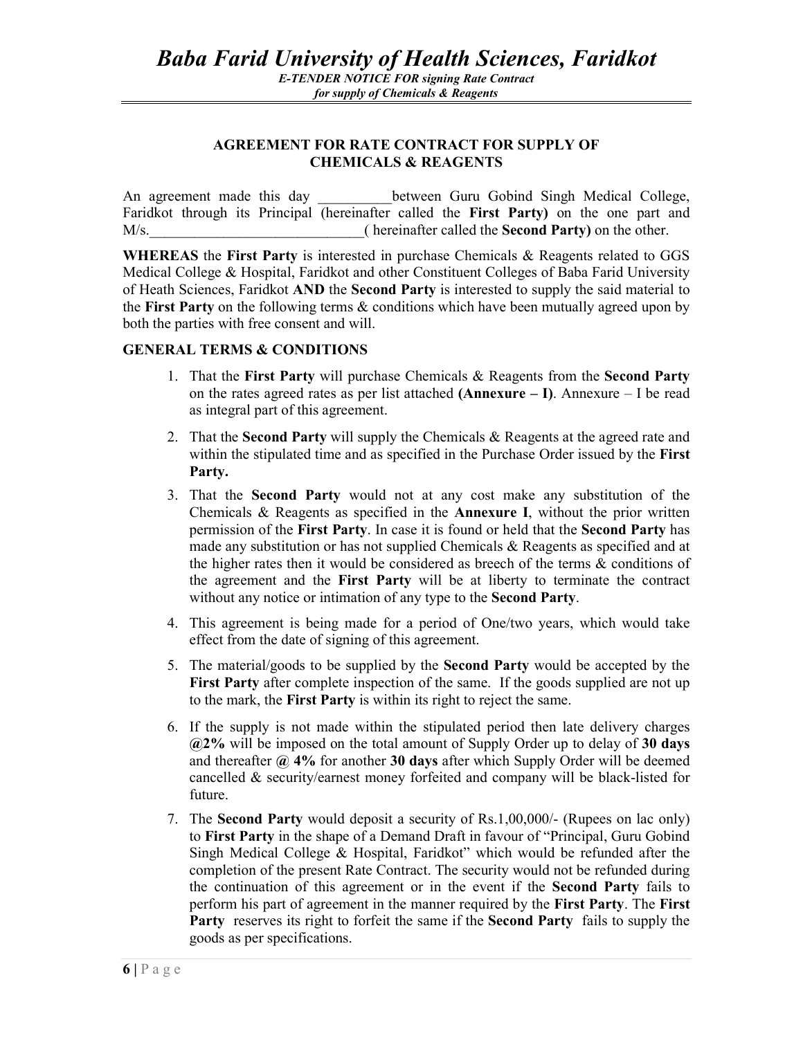## AGREEMENT FOR RATE CONTRACT FOR SUPPLY OF CHEMICALS & REAGENTS

An agreement made this day __________between Guru Gobind Singh Medical College, Faridkot through its Principal (hereinafter called the **First Party)** on the one part and M/s._____________________________( hereinafter called the **Second Party)** on the other.

**WHEREAS** the **First Party** is interested in purchase Chemicals & Reagents related to GGS Medical College & Hospital, Faridkot and other Constituent Colleges of Baba Farid University of Heath Sciences, Faridkot **AND** the **Second Party** is interested to supply the said material to the **First Party** on the following terms & conditions which have been mutually agreed upon by both the parties with free consent and will.

### GENERAL TERMS & CONDITIONS

1. That the **First Party** will purchase Chemicals & Reagents from the **Second Party** on the rates agreed rates as per list attached **(Annexure – I)**. Annexure – I be read as integral part of this agreement.
2. That the **Second Party** will supply the Chemicals & Reagents at the agreed rate and within the stipulated time and as specified in the Purchase Order issued by the **First Party.**
3. That the **Second Party** would not at any cost make any substitution of the Chemicals & Reagents as specified in the **Annexure I**, without the prior written permission of the **First Party**. In case it is found or held that the **Second Party** has made any substitution or has not supplied Chemicals & Reagents as specified and at the higher rates then it would be considered as breech of the terms & conditions of the agreement and the **First Party** will be at liberty to terminate the contract without any notice or intimation of any type to the **Second Party**.
4. This agreement is being made for a period of One/two years, which would take effect from the date of signing of this agreement.
5. The material/goods to be supplied by the **Second Party** would be accepted by the **First Party** after complete inspection of the same. If the goods supplied are not up to the mark, the **First Party** is within its right to reject the same.
6. If the supply is not made within the stipulated period then late delivery charges **@2%** will be imposed on the total amount of Supply Order up to delay of **30 days** and thereafter **@ 4%** for another **30 days** after which Supply Order will be deemed cancelled & security/earnest money forfeited and company will be black-listed for future.
7. The **Second Party** would deposit a security of Rs.1,00,000/- (Rupees on lac only) to **First Party** in the shape of a Demand Draft in favour of "Principal, Guru Gobind Singh Medical College & Hospital, Faridkot" which would be refunded after the completion of the present Rate Contract. The security would not be refunded during the continuation of this agreement or in the event if the **Second Party** fails to perform his part of agreement in the manner required by the **First Party**. The **First Party** reserves its right to forfeit the same if the **Second Party** fails to supply the goods as per specifications.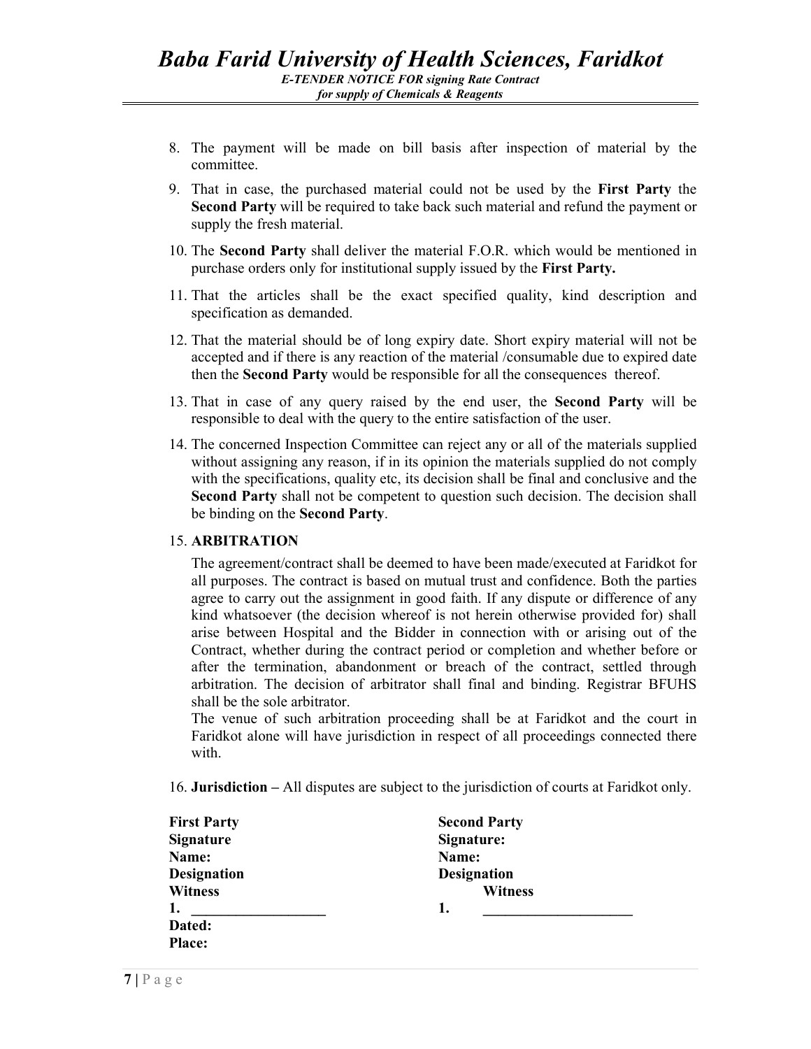8. The payment will be made on bill basis after inspection of material by the committee.
9. That in case, the purchased material could not be used by the **First Party** the **Second Party** will be required to take back such material and refund the payment or supply the fresh material.
10. The **Second Party** shall deliver the material F.O.R. which would be mentioned in purchase orders only for institutional supply issued by the **First Party.**
11. That the articles shall be the exact specified quality, kind description and specification as demanded.
12. That the material should be of long expiry date. Short expiry material will not be accepted and if there is any reaction of the material /consumable due to expired date then the **Second Party** would be responsible for all the consequences thereof.
13. That in case of any query raised by the end user, the **Second Party** will be responsible to deal with the query to the entire satisfaction of the user.
14. The concerned Inspection Committee can reject any or all of the materials supplied without assigning any reason, if in its opinion the materials supplied do not comply with the specifications, quality etc, its decision shall be final and conclusive and the **Second Party** shall not be competent to question such decision. The decision shall be binding on the **Second Party**.
15. **ARBITRATION**

    The agreement/contract shall be deemed to have been made/executed at Faridkot for all purposes. The contract is based on mutual trust and confidence. Both the parties agree to carry out the assignment in good faith. If any dispute or difference of any kind whatsoever (the decision whereof is not herein otherwise provided for) shall arise between Hospital and the Bidder in connection with or arising out of the Contract, whether during the contract period or completion and whether before or after the termination, abandonment or breach of the contract, settled through arbitration. The decision of arbitrator shall final and binding. Registrar BFUHS shall be the sole arbitrator.

    The venue of such arbitration proceeding shall be at Faridkot and the court in Faridkot alone will have jurisdiction in respect of all proceedings connected there with.

16. **Jurisdiction –** All disputes are subject to the jurisdiction of courts at Faridkot only.

| **First Party** | **Second Party** |
|---|---|
| **Signature** | **Signature:** |
| **Name:** | **Name:** |
| **Designation** | **Designation** |
| **Witness** | **Witness** |
| **1.** ___________________ | **1.** _____________________ |
| **Dated:** | |
| **Place:** | |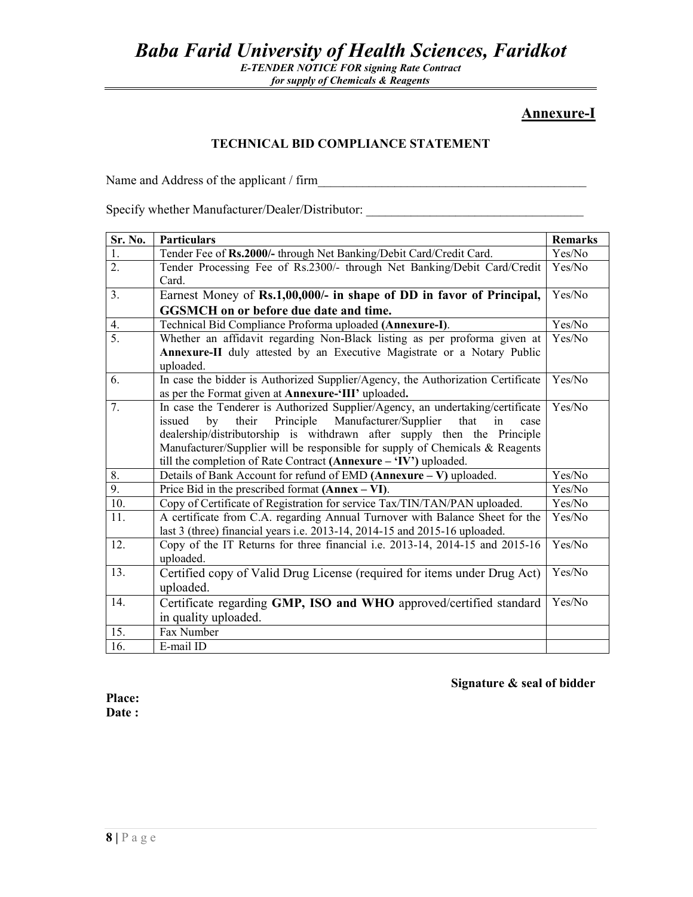## Annexure-I

### TECHNICAL BID COMPLIANCE STATEMENT

Name and Address of the applicant / firm____________________________________________

Specify whether Manufacturer/Dealer/Distributor: __________________________________

| Sr. No. | Particulars | Remarks |
|---|---|---|
| 1. | Tender Fee of **Rs.2000/-** through Net Banking/Debit Card/Credit Card. | Yes/No |
| 2. | Tender Processing Fee of Rs.2300/- through Net Banking/Debit Card/Credit Card. | Yes/No |
| 3. | Earnest Money of **Rs.1,00,000/- in shape of DD in favor of Principal, GGSMCH on or before due date and time.** | Yes/No |
| 4. | Technical Bid Compliance Proforma uploaded **(Annexure-I)**. | Yes/No |
| 5. | Whether an affidavit regarding Non-Black listing as per proforma given at **Annexure-II** duly attested by an Executive Magistrate or a Notary Public uploaded. | Yes/No |
| 6. | In case the bidder is Authorized Supplier/Agency, the Authorization Certificate as per the Format given at **Annexure-'III'** uploaded**.** | Yes/No |
| 7. | In case the Tenderer is Authorized Supplier/Agency, an undertaking/certificate issued by their Principle Manufacturer/Supplier that in case dealership/distributorship is withdrawn after supply then the Principle Manufacturer/Supplier will be responsible for supply of Chemicals & Reagents till the completion of Rate Contract **(Annexure – 'IV')** uploaded. | Yes/No |
| 8. | Details of Bank Account for refund of EMD **(Annexure – V)** uploaded. | Yes/No |
| 9. | Price Bid in the prescribed format **(Annex – VI)**. | Yes/No |
| 10. | Copy of Certificate of Registration for service Tax/TIN/TAN/PAN uploaded. | Yes/No |
| 11. | A certificate from C.A. regarding Annual Turnover with Balance Sheet for the last 3 (three) financial years i.e. 2013-14, 2014-15 and 2015-16 uploaded. | Yes/No |
| 12. | Copy of the IT Returns for three financial i.e. 2013-14, 2014-15 and 2015-16 uploaded. | Yes/No |
| 13. | Certified copy of Valid Drug License (required for items under Drug Act) uploaded. | Yes/No |
| 14. | Certificate regarding **GMP, ISO and WHO** approved/certified standard in quality uploaded. | Yes/No |
| 15. | Fax Number | |
| 16. | E-mail ID | |

**Signature & seal of bidder**

**Place:**
**Date :**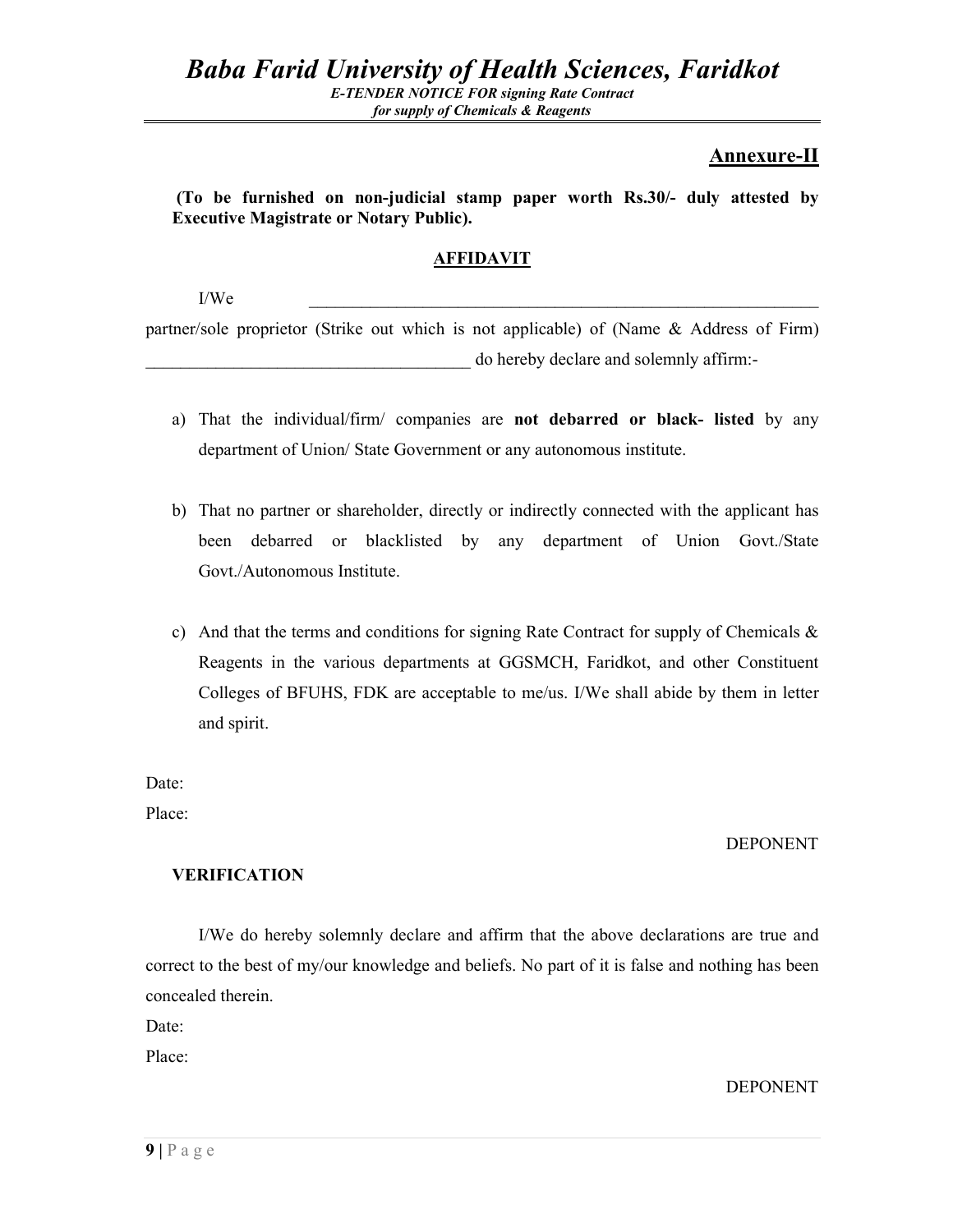## Annexure-II

**(To be furnished on non-judicial stamp paper worth Rs.30/- duly attested by Executive Magistrate or Notary Public).**

### AFFIDAVIT

I/We ____________________________________________________________ partner/sole proprietor (Strike out which is not applicable) of (Name & Address of Firm) ______________________________________ do hereby declare and solemnly affirm:-

a) That the individual/firm/ companies are **not debarred or black- listed** by any department of Union/ State Government or any autonomous institute.

b) That no partner or shareholder, directly or indirectly connected with the applicant has been debarred or blacklisted by any department of Union Govt./State Govt./Autonomous Institute.

c) And that the terms and conditions for signing Rate Contract for supply of Chemicals & Reagents in the various departments at GGSMCH, Faridkot, and other Constituent Colleges of BFUHS, FDK are acceptable to me/us. I/We shall abide by them in letter and spirit.

Date:

Place:

DEPONENT

**VERIFICATION**

I/We do hereby solemnly declare and affirm that the above declarations are true and correct to the best of my/our knowledge and beliefs. No part of it is false and nothing has been concealed therein.

Date:

Place:

DEPONENT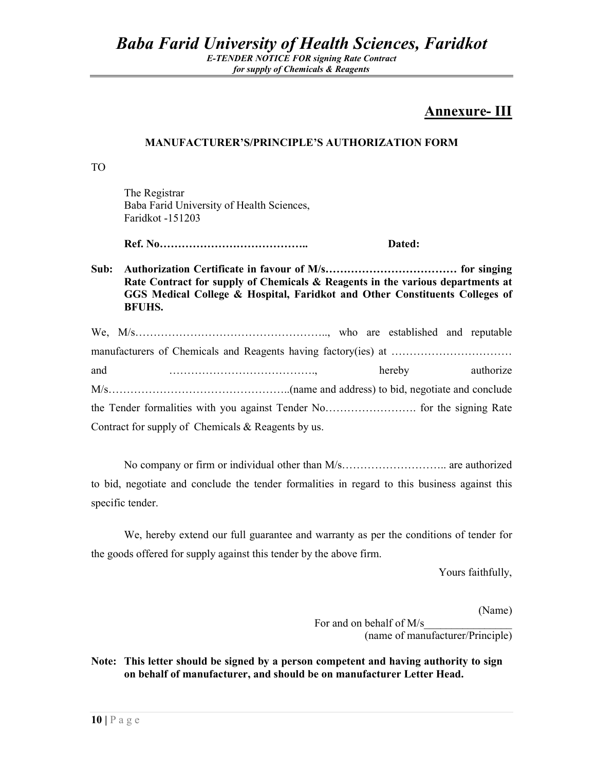## Annexure- III

**MANUFACTURER'S/PRINCIPLE'S AUTHORIZATION FORM**

TO

The Registrar
Baba Farid University of Health Sciences,
Faridkot -151203

**Ref. No…………………………………..** **Dated:**

**Sub: Authorization Certificate in favour of M/s……………………………… for singing Rate Contract for supply of Chemicals & Reagents in the various departments at GGS Medical College & Hospital, Faridkot and Other Constituents Colleges of BFUHS.**

We, M/s…………………………………………….., who are established and reputable manufacturers of Chemicals and Reagents having factory(ies) at …………………………… and …………………………………., hereby authorize M/s…………………………………………..(name and address) to bid, negotiate and conclude the Tender formalities with you against Tender No……………………. for the signing Rate Contract for supply of Chemicals & Reagents by us.

No company or firm or individual other than M/s……………………….. are authorized to bid, negotiate and conclude the tender formalities in regard to this business against this specific tender.

We, hereby extend our full guarantee and warranty as per the conditions of tender for the goods offered for supply against this tender by the above firm.

Yours faithfully,

(Name)
For and on behalf of M/s________________
(name of manufacturer/Principle)

**Note: This letter should be signed by a person competent and having authority to sign on behalf of manufacturer, and should be on manufacturer Letter Head.**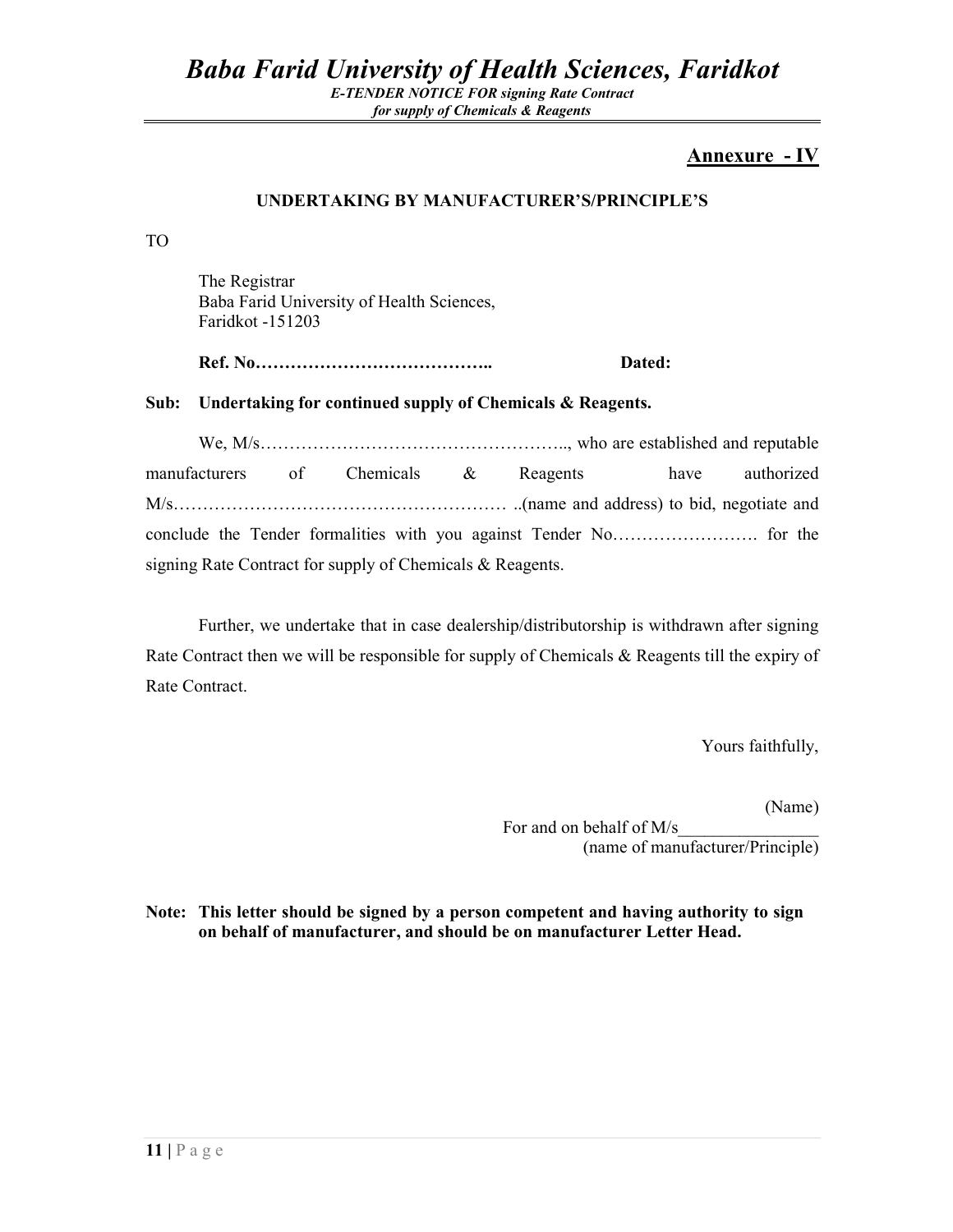## Annexure - IV

### UNDERTAKING BY MANUFACTURER'S/PRINCIPLE'S

TO

The Registrar
Baba Farid University of Health Sciences,
Faridkot -151203

**Ref. No…………………………………..** **Dated:**

**Sub: Undertaking for continued supply of Chemicals & Reagents.**

We, M/s…………………………………………….., who are established and reputable manufacturers of Chemicals & Reagents have authorized M/s………………………………………………… ..(name and address) to bid, negotiate and conclude the Tender formalities with you against Tender No……………………. for the signing Rate Contract for supply of Chemicals & Reagents.

Further, we undertake that in case dealership/distributorship is withdrawn after signing Rate Contract then we will be responsible for supply of Chemicals & Reagents till the expiry of Rate Contract.

Yours faithfully,

(Name)
For and on behalf of M/s________________
(name of manufacturer/Principle)

**Note: This letter should be signed by a person competent and having authority to sign on behalf of manufacturer, and should be on manufacturer Letter Head.**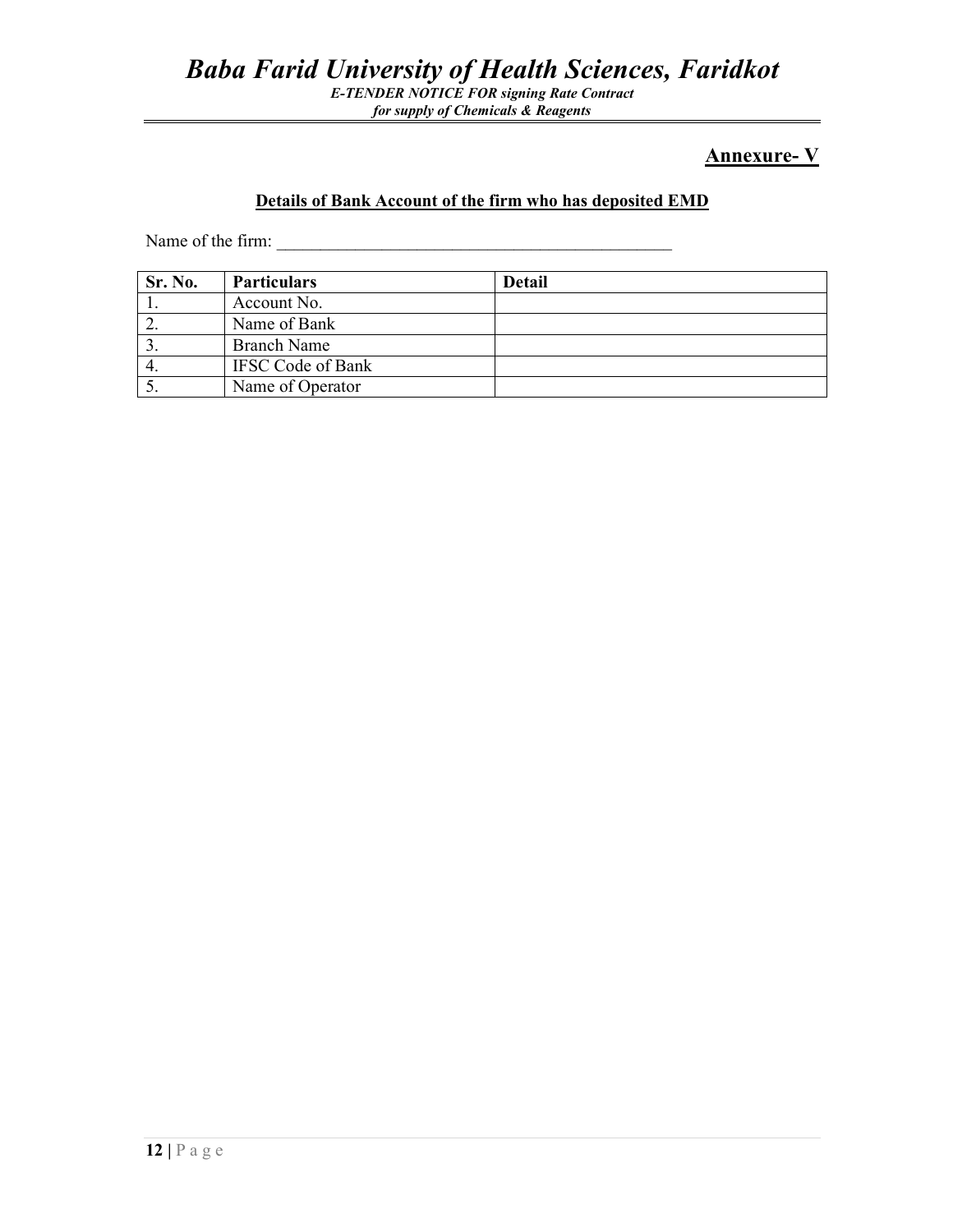## Annexure- V

**Details of Bank Account of the firm who has deposited EMD**

Name of the firm: _______________________________________________

| Sr. No. | Particulars | Detail |
|---|---|---|
| 1. | Account No. | |
| 2. | Name of Bank | |
| 3. | Branch Name | |
| 4. | IFSC Code of Bank | |
| 5. | Name of Operator | |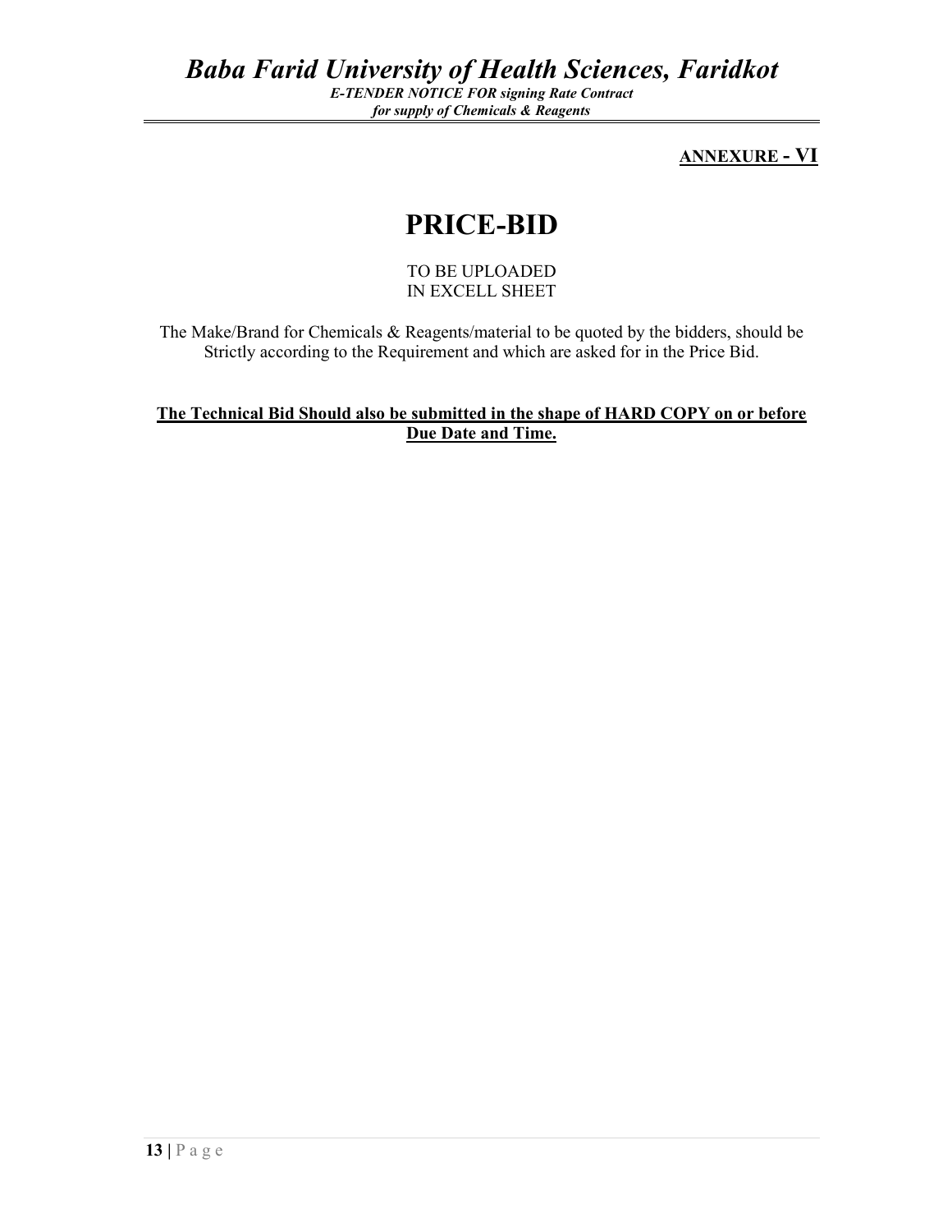**ANNEXURE - VI**

# PRICE-BID

TO BE UPLOADED
IN EXCELL SHEET

The Make/Brand for Chemicals & Reagents/material to be quoted by the bidders, should be Strictly according to the Requirement and which are asked for in the Price Bid.

**The Technical Bid Should also be submitted in the shape of HARD COPY on or before Due Date and Time.**